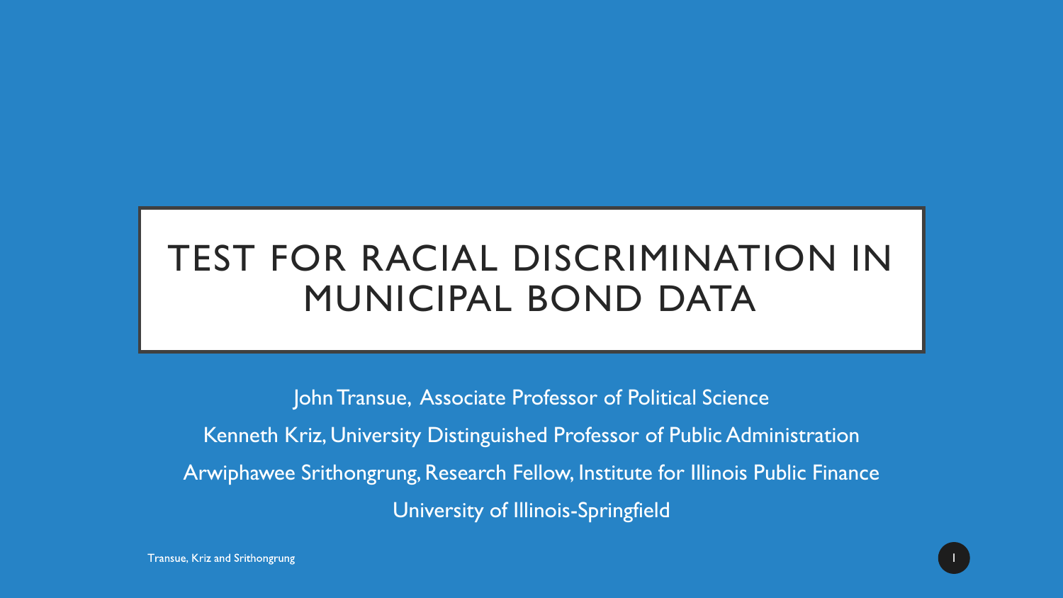# TEST FOR RACIAL DISCRIMINATION IN MUNICIPAL BOND DATA

John Transue, Associate Professor of Political Science

Kenneth Kriz, University Distinguished Professor of Public Administration

Arwiphawee Srithongrung, Research Fellow, Institute for Illinois Public Finance

University of Illinois-Springfield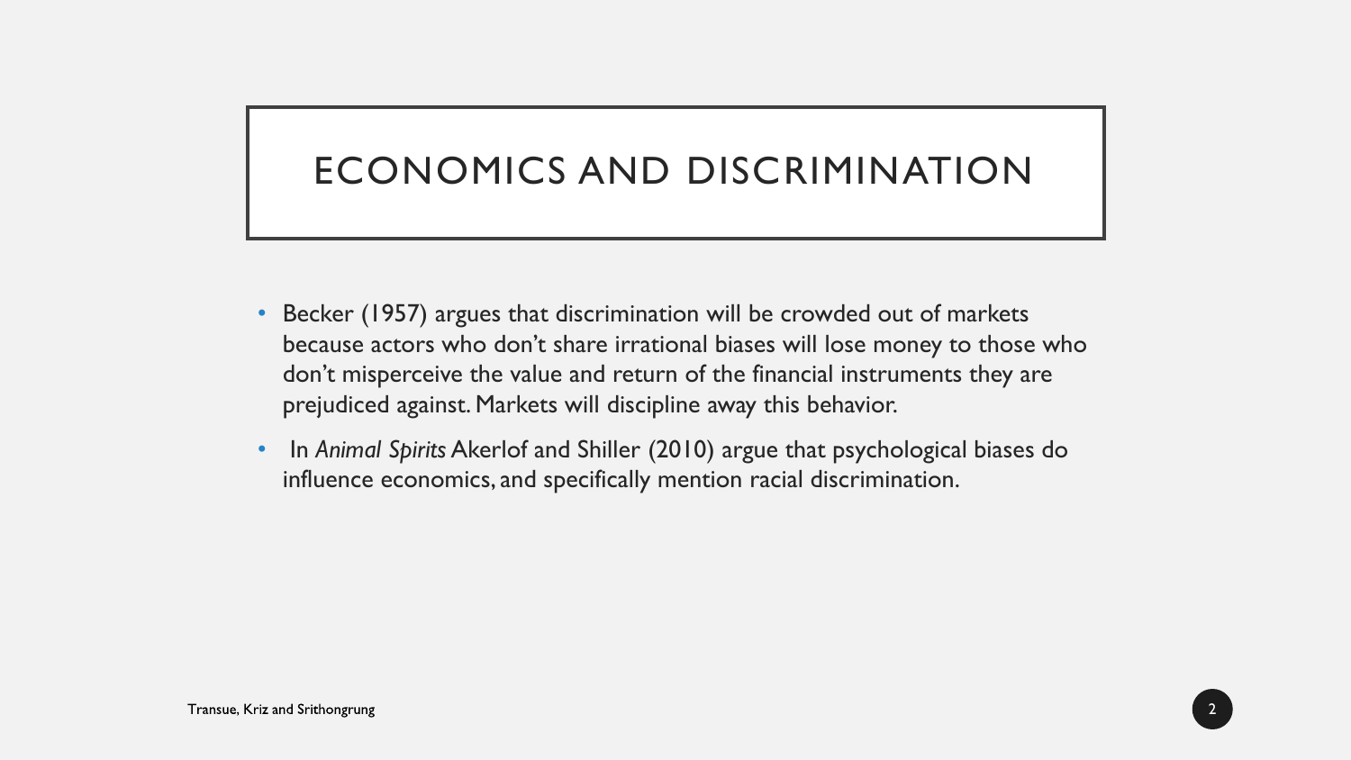# ECONOMICS AND DISCRIMINATION

- Becker (1957) argues that discrimination will be crowded out of markets because actors who don't share irrational biases will lose money to those who don't misperceive the value and return of the financial instruments they are prejudiced against. Markets will discipline away this behavior.
- In *Animal Spirits* Akerlof and Shiller (2010) argue that psychological biases do influence economics, and specifically mention racial discrimination.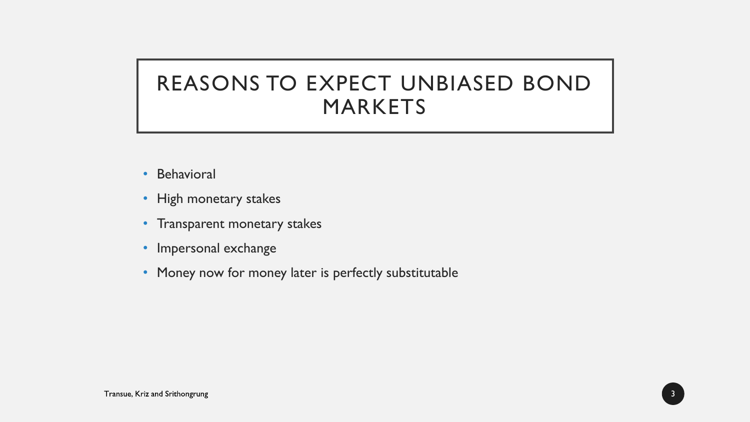# REASONS TO EXPECT UNBIASED BOND MARKETS

- Behavioral
- High monetary stakes
- Transparent monetary stakes
- Impersonal exchange
- Money now for money later is perfectly substitutable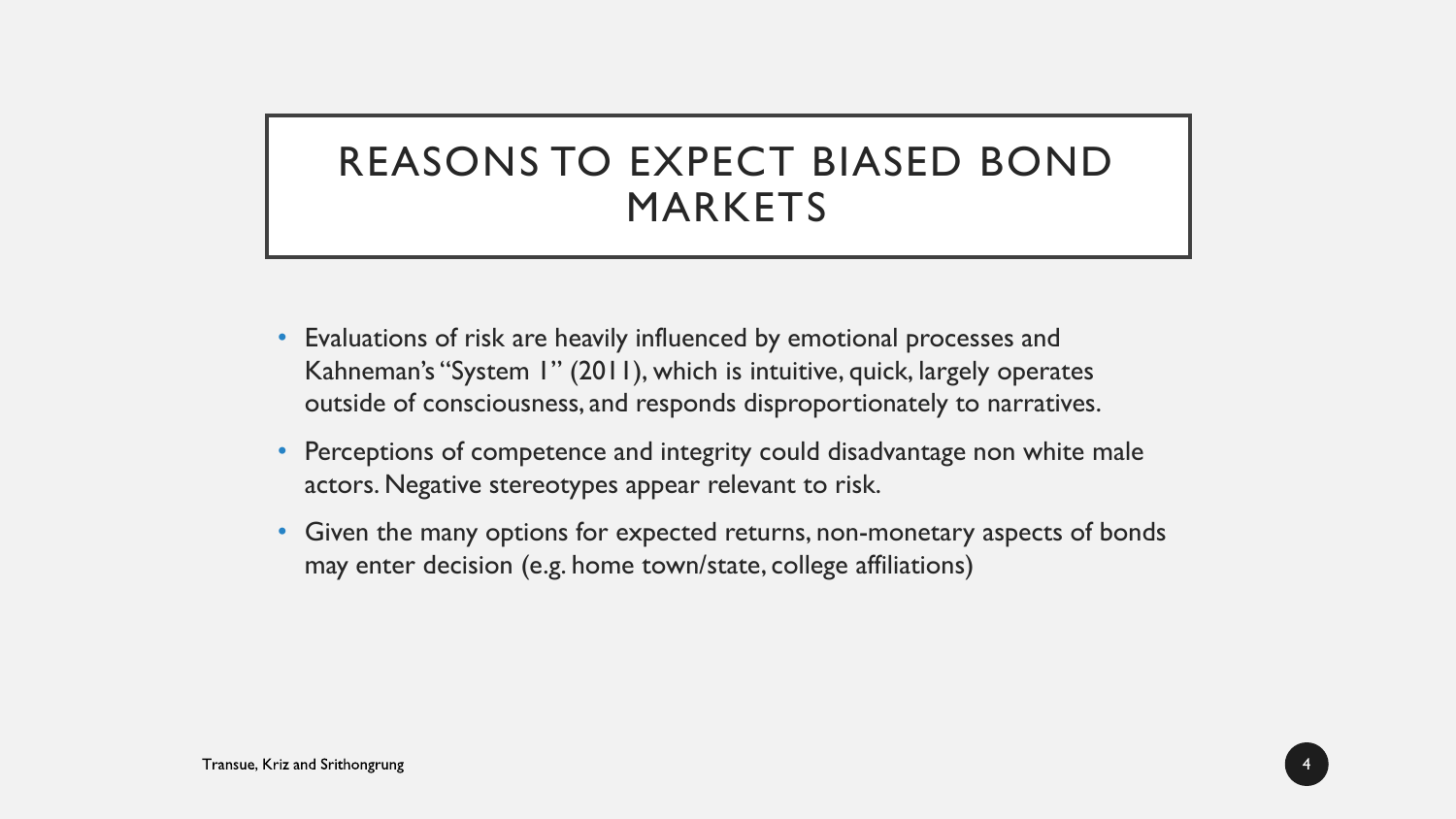# REASONS TO EXPECT BIASED BOND MARKETS

- Evaluations of risk are heavily influenced by emotional processes and Kahneman's "System 1" (2011), which is intuitive, quick, largely operates outside of consciousness, and responds disproportionately to narratives.
- Perceptions of competence and integrity could disadvantage non white male actors. Negative stereotypes appear relevant to risk.
- Given the many options for expected returns, non-monetary aspects of bonds may enter decision (e.g. home town/state, college affiliations)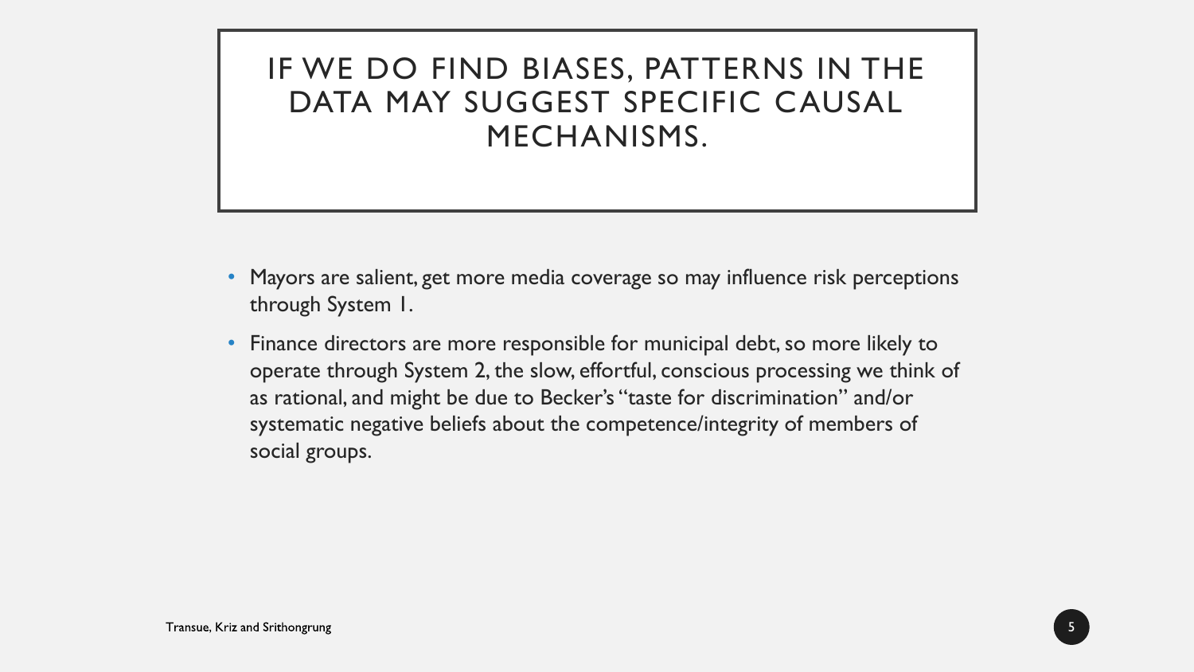# IF WE DO FIND BIASES, PATTERNS IN THE DATA MAY SUGGEST SPECIFIC CAUSAL MECHANISMS.

- Mayors are salient, get more media coverage so may influence risk perceptions through System 1.
- Finance directors are more responsible for municipal debt, so more likely to operate through System 2, the slow, effortful, conscious processing we think of as rational, and might be due to Becker's "taste for discrimination" and/or systematic negative beliefs about the competence/integrity of members of social groups.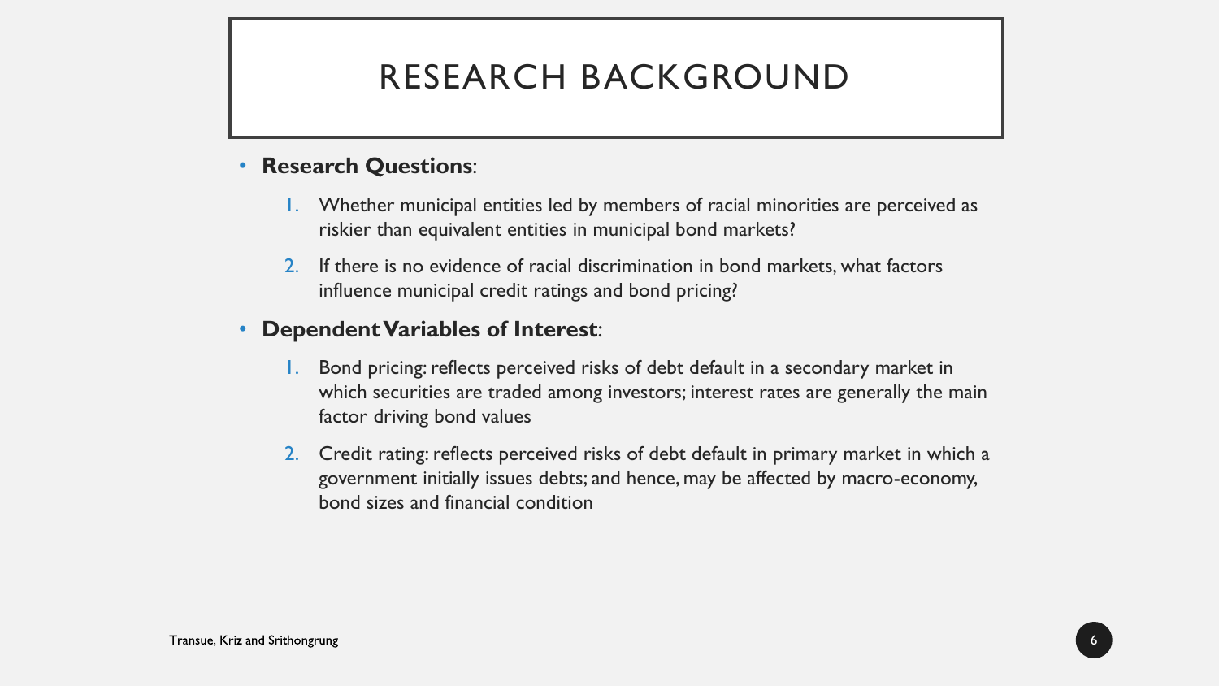# RESEARCH BACKGROUND

- **Research Questions**:
  1. Whether municipal entities led by members of racial minorities are perceived as riskier than equivalent entities in municipal bond markets?
  2. If there is no evidence of racial discrimination in bond markets, what factors influence municipal credit ratings and bond pricing?
- **Dependent Variables of Interest**:
  1. Bond pricing: reflects perceived risks of debt default in a secondary market in which securities are traded among investors; interest rates are generally the main factor driving bond values
  2. Credit rating: reflects perceived risks of debt default in primary market in which a government initially issues debts; and hence, may be affected by macro-economy, bond sizes and financial condition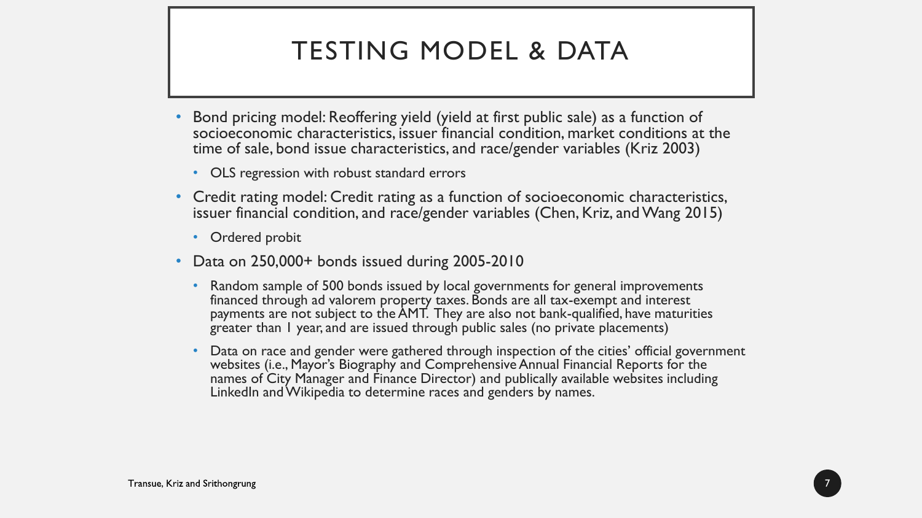# TESTING MODEL & DATA

- Bond pricing model: Reoffering yield (yield at first public sale) as a function of socioeconomic characteristics, issuer financial condition, market conditions at the time of sale, bond issue characteristics, and race/gender variables (Kriz 2003)
  - OLS regression with robust standard errors
- Credit rating model: Credit rating as a function of socioeconomic characteristics, issuer financial condition, and race/gender variables (Chen, Kriz, and Wang 2015)
  - Ordered probit
- Data on 250,000+ bonds issued during 2005-2010
  - Random sample of 500 bonds issued by local governments for general improvements financed through ad valorem property taxes. Bonds are all tax-exempt and interest payments are not subject to the AMT. They are also not bank-qualified, have maturities greater than 1 year, and are issued through public sales (no private placements)
  - Data on race and gender were gathered through inspection of the cities' official government websites (i.e., Mayor's Biography and Comprehensive Annual Financial Reports for the names of City Manager and Finance Director) and publically available websites including LinkedIn and Wikipedia to determine races and genders by names.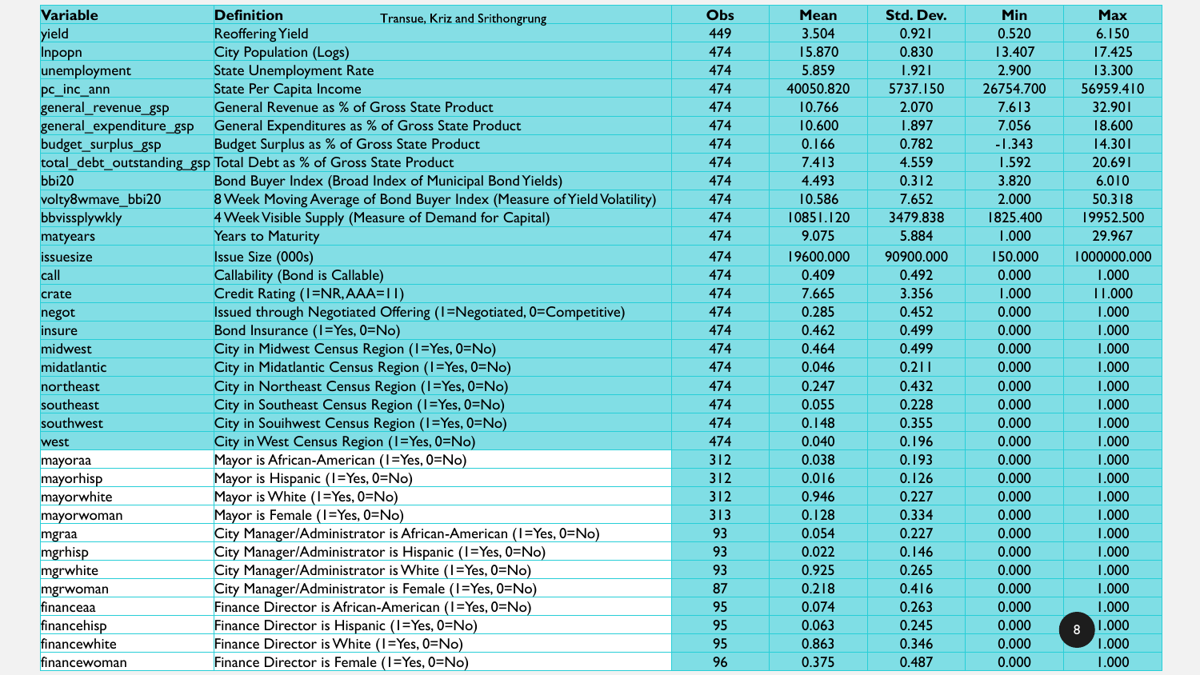| Variable | Definition | Obs | Mean | Std. Dev. | Min | Max |
|---|---|---|---|---|---|---|
| yield | Reoffering Yield | 449 | 3.504 | 0.921 | 0.520 | 6.150 |
| lnpopn | City Population (Logs) | 474 | 15.870 | 0.830 | 13.407 | 17.425 |
| unemployment | State Unemployment Rate | 474 | 5.859 | 1.921 | 2.900 | 13.300 |
| pc_inc_ann | State Per Capita Income | 474 | 40050.820 | 5737.150 | 26754.700 | 56959.410 |
| general_revenue_gsp | General Revenue as % of Gross State Product | 474 | 10.766 | 2.070 | 7.613 | 32.901 |
| general_expenditure_gsp | General Expenditures as % of Gross State Product | 474 | 10.600 | 1.897 | 7.056 | 18.600 |
| budget_surplus_gsp | Budget Surplus as % of Gross State Product | 474 | 0.166 | 0.782 | -1.343 | 14.301 |
| total_debt_outstanding_gsp | Total Debt as % of Gross State Product | 474 | 7.413 | 4.559 | 1.592 | 20.691 |
| bbi20 | Bond Buyer Index (Broad Index of Municipal Bond Yields) | 474 | 4.493 | 0.312 | 3.820 | 6.010 |
| volty8wmave_bbi20 | 8 Week Moving Average of Bond Buyer Index (Measure of Yield Volatility) | 474 | 10.586 | 7.652 | 2.000 | 50.318 |
| bbvissplywkly | 4 Week Visible Supply (Measure of Demand for Capital) | 474 | 10851.120 | 3479.838 | 1825.400 | 19952.500 |
| matyears | Years to Maturity | 474 | 9.075 | 5.884 | 1.000 | 29.967 |
| issuesize | Issue Size (000s) | 474 | 19600.000 | 90900.000 | 150.000 | 1000000.000 |
| call | Callability (Bond is Callable) | 474 | 0.409 | 0.492 | 0.000 | 1.000 |
| crate | Credit Rating (1=NR, AAA=11) | 474 | 7.665 | 3.356 | 1.000 | 11.000 |
| negot | Issued through Negotiated Offering (1=Negotiated, 0=Competitive) | 474 | 0.285 | 0.452 | 0.000 | 1.000 |
| insure | Bond Insurance (1=Yes, 0=No) | 474 | 0.462 | 0.499 | 0.000 | 1.000 |
| midwest | City in Midwest Census Region (1=Yes, 0=No) | 474 | 0.464 | 0.499 | 0.000 | 1.000 |
| midatlantic | City in Midatlantic Census Region (1=Yes, 0=No) | 474 | 0.046 | 0.211 | 0.000 | 1.000 |
| northeast | City in Northeast Census Region (1=Yes, 0=No) | 474 | 0.247 | 0.432 | 0.000 | 1.000 |
| southeast | City in Southeast Census Region (1=Yes, 0=No) | 474 | 0.055 | 0.228 | 0.000 | 1.000 |
| southwest | City in Souihwest Census Region (1=Yes, 0=No) | 474 | 0.148 | 0.355 | 0.000 | 1.000 |
| west | City in West Census Region (1=Yes, 0=No) | 474 | 0.040 | 0.196 | 0.000 | 1.000 |
| mayoraa | Mayor is African-American (1=Yes, 0=No) | 312 | 0.038 | 0.193 | 0.000 | 1.000 |
| mayorhisp | Mayor is Hispanic (1=Yes, 0=No) | 312 | 0.016 | 0.126 | 0.000 | 1.000 |
| mayorwhite | Mayor is White (1=Yes, 0=No) | 312 | 0.946 | 0.227 | 0.000 | 1.000 |
| mayorwoman | Mayor is Female (1=Yes, 0=No) | 313 | 0.128 | 0.334 | 0.000 | 1.000 |
| mgraa | City Manager/Administrator is African-American (1=Yes, 0=No) | 93 | 0.054 | 0.227 | 0.000 | 1.000 |
| mgrhisp | City Manager/Administrator is Hispanic (1=Yes, 0=No) | 93 | 0.022 | 0.146 | 0.000 | 1.000 |
| mgrwhite | City Manager/Administrator is White (1=Yes, 0=No) | 93 | 0.925 | 0.265 | 0.000 | 1.000 |
| mgrwoman | City Manager/Administrator is Female (1=Yes, 0=No) | 87 | 0.218 | 0.416 | 0.000 | 1.000 |
| financeaa | Finance Director is African-American (1=Yes, 0=No) | 95 | 0.074 | 0.263 | 0.000 | 1.000 |
| financehisp | Finance Director is Hispanic (1=Yes, 0=No) | 95 | 0.063 | 0.245 | 0.000 | 1.000 |
| financewhite | Finance Director is White (1=Yes, 0=No) | 95 | 0.863 | 0.346 | 0.000 | 1.000 |
| financewoman | Finance Director is Female (1=Yes, 0=No) | 96 | 0.375 | 0.487 | 0.000 | 1.000 |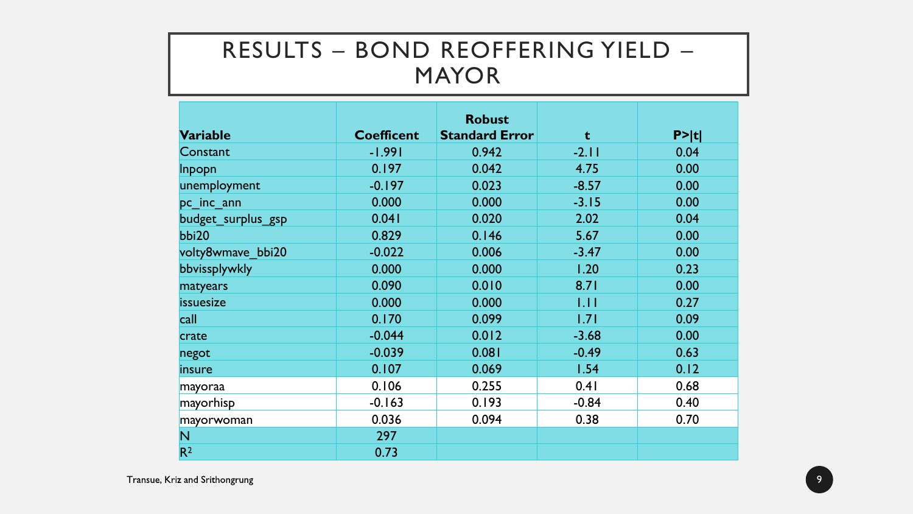# RESULTS – BOND REOFFERING YIELD – MAYOR

| Variable | Coefficent | Robust Standard Error | t | P>\|t\| |
|---|---|---|---|---|
| Constant | -1.991 | 0.942 | -2.11 | 0.04 |
| lnpopn | 0.197 | 0.042 | 4.75 | 0.00 |
| unemployment | -0.197 | 0.023 | -8.57 | 0.00 |
| pc_inc_ann | 0.000 | 0.000 | -3.15 | 0.00 |
| budget_surplus_gsp | 0.041 | 0.020 | 2.02 | 0.04 |
| bbi20 | 0.829 | 0.146 | 5.67 | 0.00 |
| volty8wmave_bbi20 | -0.022 | 0.006 | -3.47 | 0.00 |
| bbvissplywkly | 0.000 | 0.000 | 1.20 | 0.23 |
| matyears | 0.090 | 0.010 | 8.71 | 0.00 |
| issuesize | 0.000 | 0.000 | 1.11 | 0.27 |
| call | 0.170 | 0.099 | 1.71 | 0.09 |
| crate | -0.044 | 0.012 | -3.68 | 0.00 |
| negot | -0.039 | 0.081 | -0.49 | 0.63 |
| insure | 0.107 | 0.069 | 1.54 | 0.12 |
| mayoraa | 0.106 | 0.255 | 0.41 | 0.68 |
| mayorhisp | -0.163 | 0.193 | -0.84 | 0.40 |
| mayorwoman | 0.036 | 0.094 | 0.38 | 0.70 |
| N | 297 | | | |
| $R^2$ | 0.73 | | | |

Transue, Kriz and Srithongrung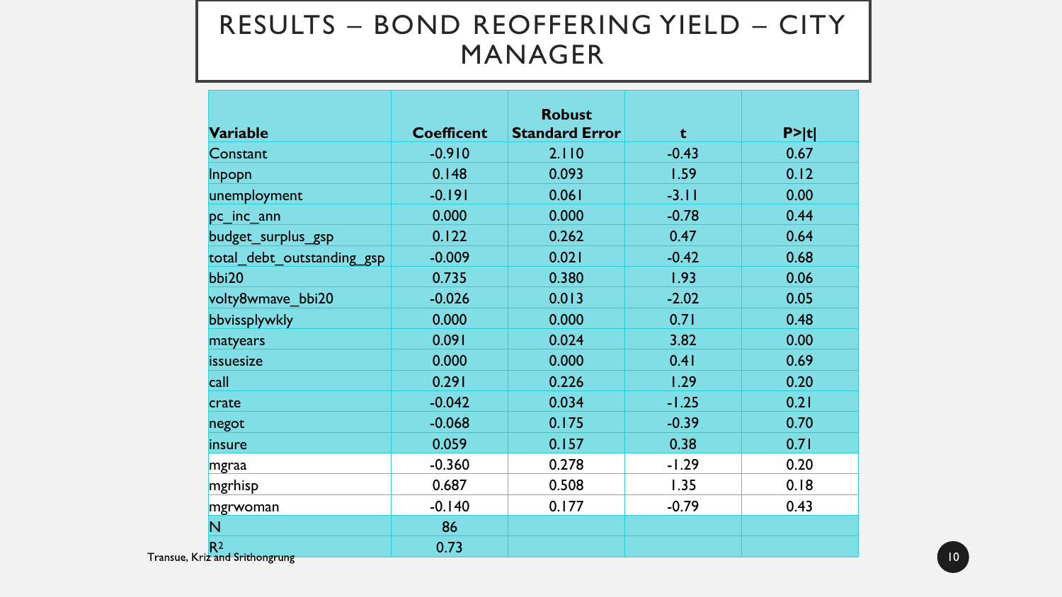# RESULTS – BOND REOFFERING YIELD – CITY MANAGER

| Variable | Coefficent | Robust Standard Error | t | P>\|t\| |
|---|---|---|---|---|
| Constant | -0.910 | 2.110 | -0.43 | 0.67 |
| lnpopn | 0.148 | 0.093 | 1.59 | 0.12 |
| unemployment | -0.191 | 0.061 | -3.11 | 0.00 |
| pc_inc_ann | 0.000 | 0.000 | -0.78 | 0.44 |
| budget_surplus_gsp | 0.122 | 0.262 | 0.47 | 0.64 |
| total_debt_outstanding_gsp | -0.009 | 0.021 | -0.42 | 0.68 |
| bbi20 | 0.735 | 0.380 | 1.93 | 0.06 |
| volty8wmave_bbi20 | -0.026 | 0.013 | -2.02 | 0.05 |
| bbvissplywkly | 0.000 | 0.000 | 0.71 | 0.48 |
| matyears | 0.091 | 0.024 | 3.82 | 0.00 |
| issuesize | 0.000 | 0.000 | 0.41 | 0.69 |
| call | 0.291 | 0.226 | 1.29 | 0.20 |
| crate | -0.042 | 0.034 | -1.25 | 0.21 |
| negot | -0.068 | 0.175 | -0.39 | 0.70 |
| insure | 0.059 | 0.157 | 0.38 | 0.71 |
| mgraa | -0.360 | 0.278 | -1.29 | 0.20 |
| mgrhisp | 0.687 | 0.508 | 1.35 | 0.18 |
| mgrwoman | -0.140 | 0.177 | -0.79 | 0.43 |
| N | 86 | | | |
| $R^2$ | 0.73 | | | |

Transue, Kriz and Srithongrung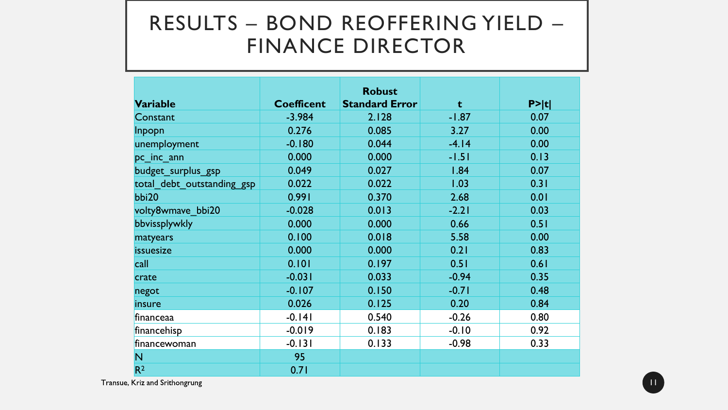# RESULTS – BOND REOFFERING YIELD – FINANCE DIRECTOR

| Variable | Coefficent | Robust Standard Error | t | P>\|t\| |
|---|---|---|---|---|
| Constant | -3.984 | 2.128 | -1.87 | 0.07 |
| lnpopn | 0.276 | 0.085 | 3.27 | 0.00 |
| unemployment | -0.180 | 0.044 | -4.14 | 0.00 |
| pc_inc_ann | 0.000 | 0.000 | -1.51 | 0.13 |
| budget_surplus_gsp | 0.049 | 0.027 | 1.84 | 0.07 |
| total_debt_outstanding_gsp | 0.022 | 0.022 | 1.03 | 0.31 |
| bbi20 | 0.991 | 0.370 | 2.68 | 0.01 |
| volty8wmave_bbi20 | -0.028 | 0.013 | -2.21 | 0.03 |
| bbvissplywkly | 0.000 | 0.000 | 0.66 | 0.51 |
| matyears | 0.100 | 0.018 | 5.58 | 0.00 |
| issuesize | 0.000 | 0.000 | 0.21 | 0.83 |
| call | 0.101 | 0.197 | 0.51 | 0.61 |
| crate | -0.031 | 0.033 | -0.94 | 0.35 |
| negot | -0.107 | 0.150 | -0.71 | 0.48 |
| insure | 0.026 | 0.125 | 0.20 | 0.84 |
| financeaa | -0.141 | 0.540 | -0.26 | 0.80 |
| financehisp | -0.019 | 0.183 | -0.10 | 0.92 |
| financewoman | -0.131 | 0.133 | -0.98 | 0.33 |
| N | 95 | | | |
| $R^2$ | 0.71 | | | |

Transue, Kriz and Srithongrung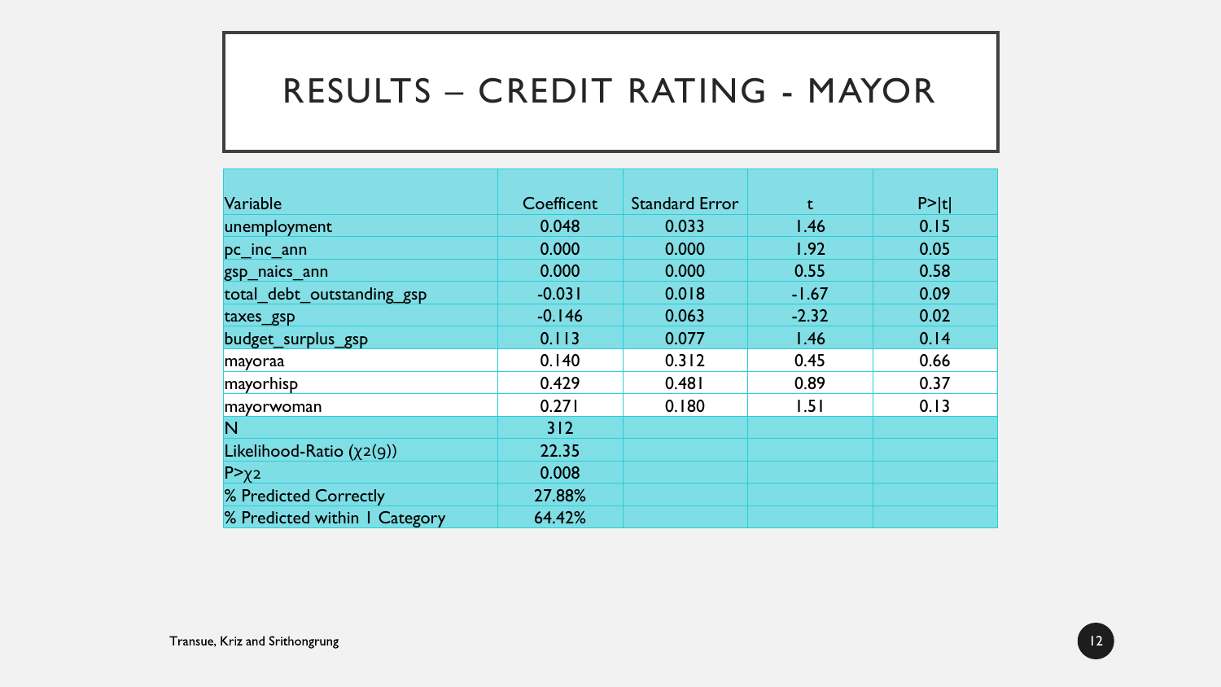# RESULTS – CREDIT RATING - MAYOR

| Variable | Coefficent | Standard Error | t | P>\|t\| |
|---|---|---|---|---|
| unemployment | 0.048 | 0.033 | 1.46 | 0.15 |
| pc_inc_ann | 0.000 | 0.000 | 1.92 | 0.05 |
| gsp_naics_ann | 0.000 | 0.000 | 0.55 | 0.58 |
| total_debt_outstanding_gsp | -0.031 | 0.018 | -1.67 | 0.09 |
| taxes_gsp | -0.146 | 0.063 | -2.32 | 0.02 |
| budget_surplus_gsp | 0.113 | 0.077 | 1.46 | 0.14 |
| mayoraa | 0.140 | 0.312 | 0.45 | 0.66 |
| mayorhisp | 0.429 | 0.481 | 0.89 | 0.37 |
| mayorwoman | 0.271 | 0.180 | 1.51 | 0.13 |
| N | 312 | | | |
| Likelihood-Ratio ($\chi 2(9)$) | 22.35 | | | |
| P>$\chi 2$ | 0.008 | | | |
| % Predicted Correctly | 27.88% | | | |
| % Predicted within 1 Category | 64.42% | | | |

Transue, Kriz and Srithongrung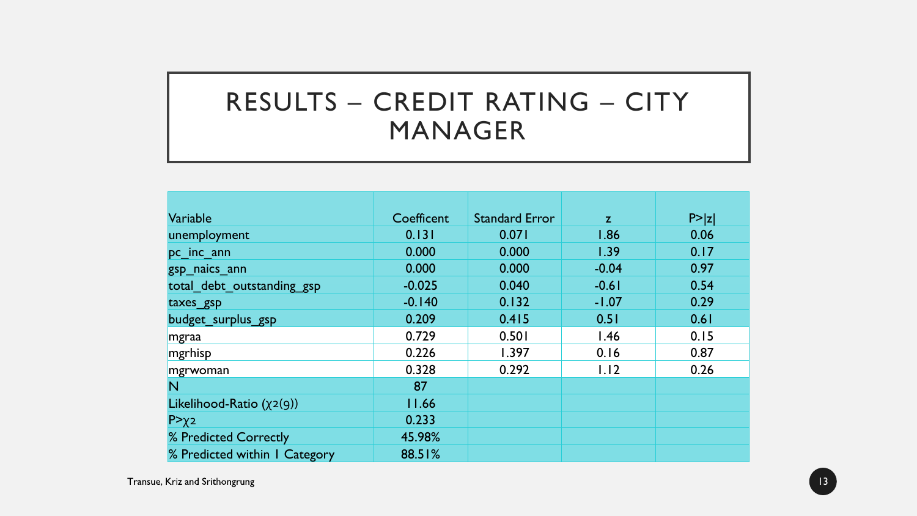# RESULTS – CREDIT RATING – CITY MANAGER

| Variable | Coefficent | Standard Error | z | P>\|z\| |
|---|---|---|---|---|
| unemployment | 0.131 | 0.071 | 1.86 | 0.06 |
| pc_inc_ann | 0.000 | 0.000 | 1.39 | 0.17 |
| gsp_naics_ann | 0.000 | 0.000 | -0.04 | 0.97 |
| total_debt_outstanding_gsp | -0.025 | 0.040 | -0.61 | 0.54 |
| taxes_gsp | -0.140 | 0.132 | -1.07 | 0.29 |
| budget_surplus_gsp | 0.209 | 0.415 | 0.51 | 0.61 |
| mgraa | 0.729 | 0.501 | 1.46 | 0.15 |
| mgrhisp | 0.226 | 1.397 | 0.16 | 0.87 |
| mgrwoman | 0.328 | 0.292 | 1.12 | 0.26 |
| N | 87 | | | |
| Likelihood-Ratio ($\chi2(9)$) | 11.66 | | | |
| P>$\chi2$ | 0.233 | | | |
| % Predicted Correctly | 45.98% | | | |
| % Predicted within 1 Category | 88.51% | | | |

Transue, Kriz and Srithongrung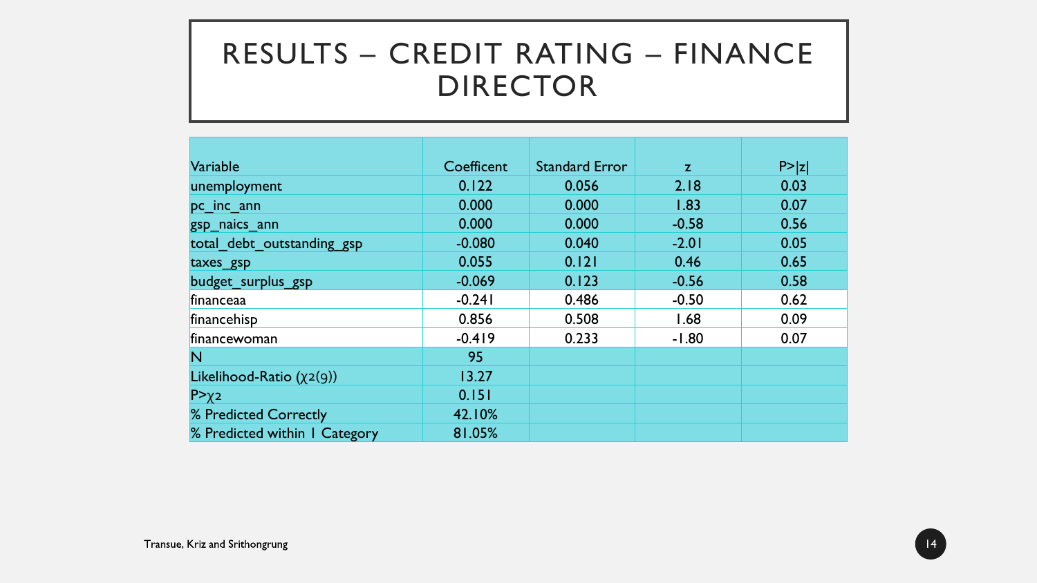# RESULTS – CREDIT RATING – FINANCE DIRECTOR

| Variable | Coefficent | Standard Error | z | P>\|z\| |
|---|---|---|---|---|
| unemployment | 0.122 | 0.056 | 2.18 | 0.03 |
| pc_inc_ann | 0.000 | 0.000 | 1.83 | 0.07 |
| gsp_naics_ann | 0.000 | 0.000 | -0.58 | 0.56 |
| total_debt_outstanding_gsp | -0.080 | 0.040 | -2.01 | 0.05 |
| taxes_gsp | 0.055 | 0.121 | 0.46 | 0.65 |
| budget_surplus_gsp | -0.069 | 0.123 | -0.56 | 0.58 |
| financeaa | -0.241 | 0.486 | -0.50 | 0.62 |
| financehisp | 0.856 | 0.508 | 1.68 | 0.09 |
| financewoman | -0.419 | 0.233 | -1.80 | 0.07 |
| N | 95 | | | |
| Likelihood-Ratio ($\chi^2(9)$) | 13.27 | | | |
| P>$\chi^2$ | 0.151 | | | |
| % Predicted Correctly | 42.10% | | | |
| % Predicted within 1 Category | 81.05% | | | |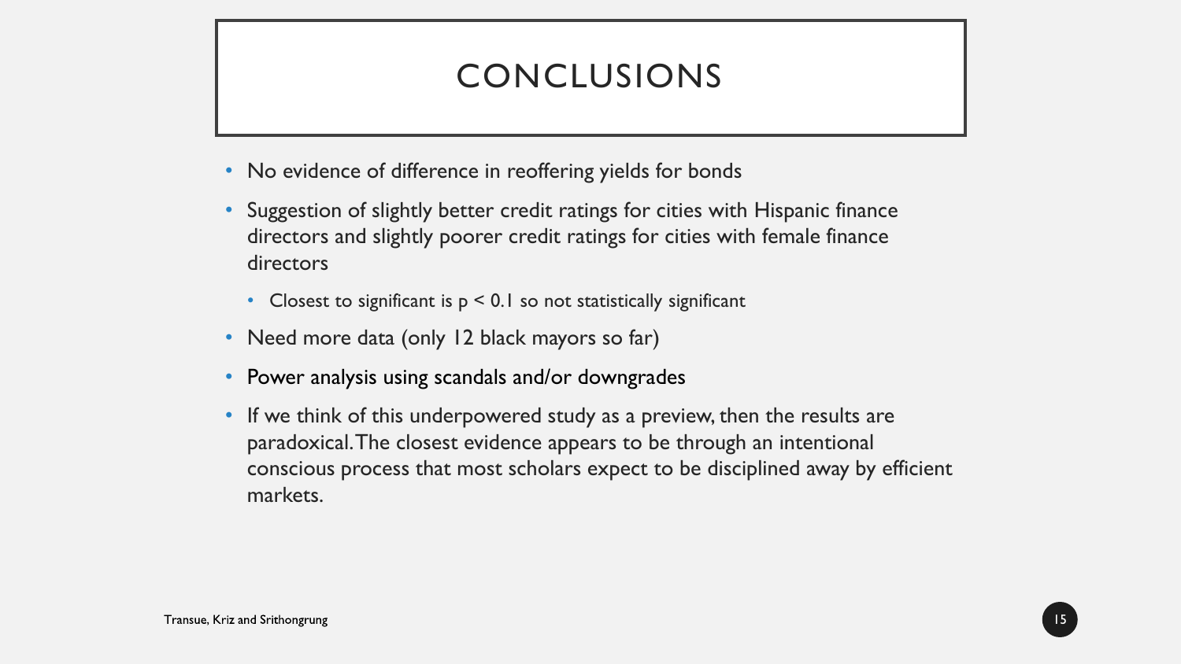# CONCLUSIONS

- No evidence of difference in reoffering yields for bonds
- Suggestion of slightly better credit ratings for cities with Hispanic finance directors and slightly poorer credit ratings for cities with female finance directors
  - Closest to significant is $p < 0.1$ so not statistically significant
- Need more data (only 12 black mayors so far)
- Power analysis using scandals and/or downgrades
- If we think of this underpowered study as a preview, then the results are paradoxical. The closest evidence appears to be through an intentional conscious process that most scholars expect to be disciplined away by efficient markets.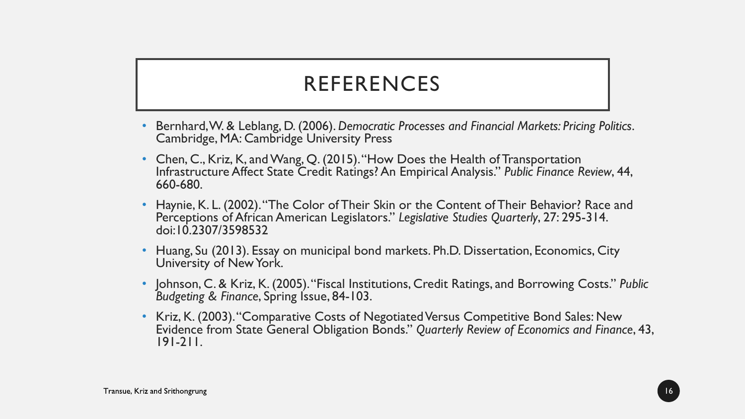# REFERENCES

- Bernhard, W. & Leblang, D. (2006). *Democratic Processes and Financial Markets: Pricing Politics*. Cambridge, MA: Cambridge University Press
- Chen, C., Kriz, K, and Wang, Q. (2015). "How Does the Health of Transportation Infrastructure Affect State Credit Ratings? An Empirical Analysis." *Public Finance Review*, 44, 660-680.
- Haynie, K. L. (2002). "The Color of Their Skin or the Content of Their Behavior? Race and Perceptions of African American Legislators." *Legislative Studies Quarterly*, 27: 295-314. doi:10.2307/3598532
- Huang, Su (2013). Essay on municipal bond markets. Ph.D. Dissertation, Economics, City University of New York.
- Johnson, C. & Kriz, K. (2005). "Fiscal Institutions, Credit Ratings, and Borrowing Costs." *Public Budgeting & Finance*, Spring Issue, 84-103.
- Kriz, K. (2003). "Comparative Costs of Negotiated Versus Competitive Bond Sales: New Evidence from State General Obligation Bonds." *Quarterly Review of Economics and Finance*, 43, 191-211.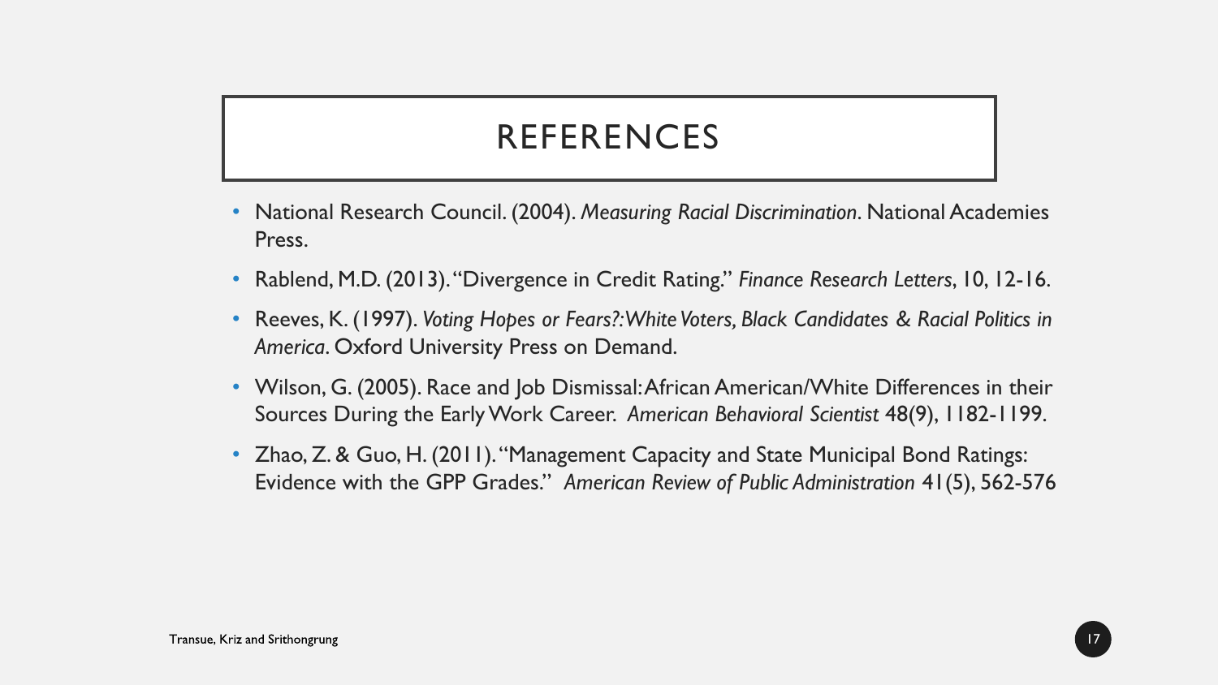# REFERENCES

- National Research Council. (2004). *Measuring Racial Discrimination*. National Academies Press.
- Rablend, M.D. (2013). "Divergence in Credit Rating." *Finance Research Letters*, 10, 12-16.
- Reeves, K. (1997). *Voting Hopes or Fears?: White Voters, Black Candidates & Racial Politics in America*. Oxford University Press on Demand.
- Wilson, G. (2005). Race and Job Dismissal: African American/White Differences in their Sources During the Early Work Career. *American Behavioral Scientist* 48(9), 1182-1199.
- Zhao, Z. & Guo, H. (2011). "Management Capacity and State Municipal Bond Ratings: Evidence with the GPP Grades." *American Review of Public Administration* 41(5), 562-576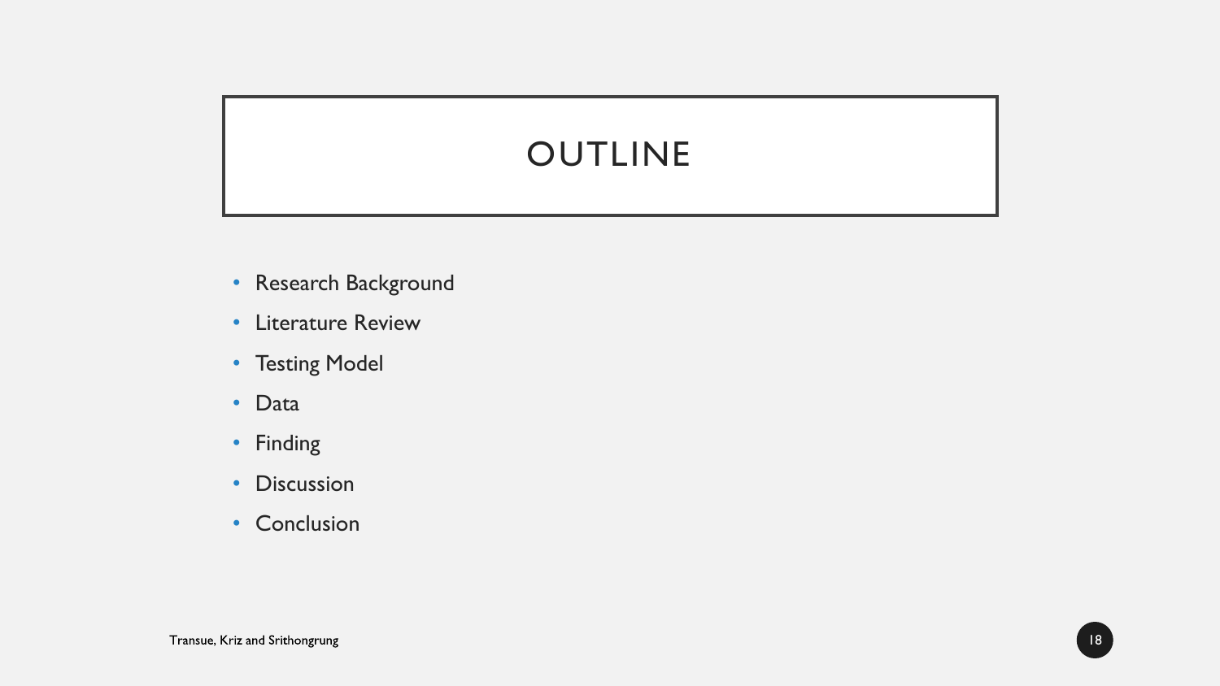# OUTLINE

- Research Background
- Literature Review
- Testing Model
- Data
- Finding
- Discussion
- Conclusion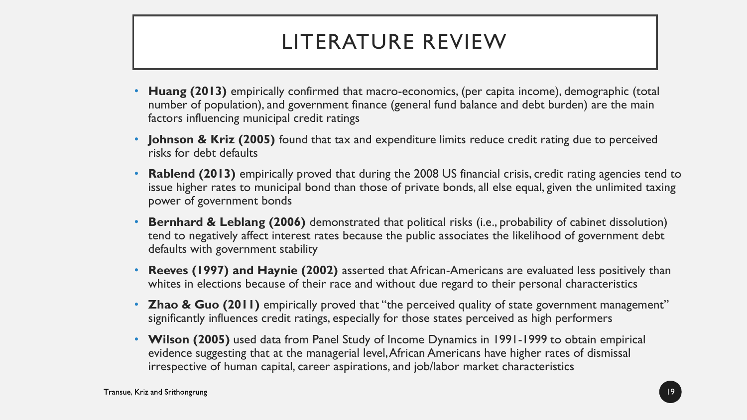# LITERATURE REVIEW

- **Huang (2013)** empirically confirmed that macro-economics, (per capita income), demographic (total number of population), and government finance (general fund balance and debt burden) are the main factors influencing municipal credit ratings
- **Johnson & Kriz (2005)** found that tax and expenditure limits reduce credit rating due to perceived risks for debt defaults
- **Rablend (2013)** empirically proved that during the 2008 US financial crisis, credit rating agencies tend to issue higher rates to municipal bond than those of private bonds, all else equal, given the unlimited taxing power of government bonds
- **Bernhard & Leblang (2006)** demonstrated that political risks (i.e., probability of cabinet dissolution) tend to negatively affect interest rates because the public associates the likelihood of government debt defaults with government stability
- **Reeves (1997) and Haynie (2002)** asserted that African-Americans are evaluated less positively than whites in elections because of their race and without due regard to their personal characteristics
- **Zhao & Guo (2011)** empirically proved that "the perceived quality of state government management" significantly influences credit ratings, especially for those states perceived as high performers
- **Wilson (2005)** used data from Panel Study of Income Dynamics in 1991-1999 to obtain empirical evidence suggesting that at the managerial level, African Americans have higher rates of dismissal irrespective of human capital, career aspirations, and job/labor market characteristics